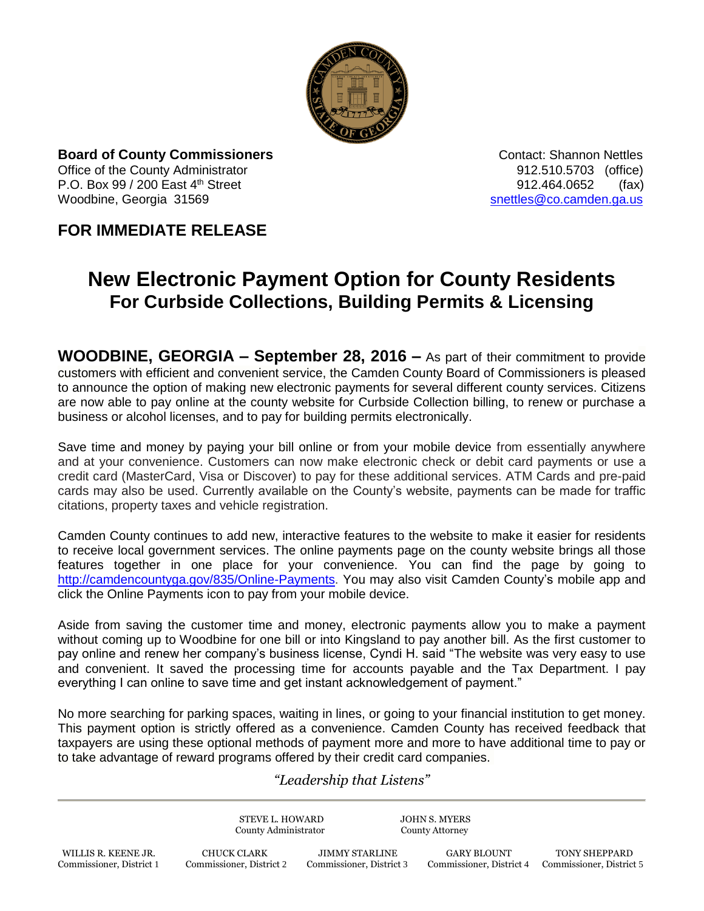**Board of County Commissioners**
Office of the County Administrator
P.O. Box 99 / 200 East 4th Street
Woodbine, Georgia 31569

Contact: Shannon Nettles
912.510.5703 (office)
912.464.0652 (fax)
snettles@co.camden.ga.us

## FOR IMMEDIATE RELEASE

# New Electronic Payment Option for County Residents
## For Curbside Collections, Building Permits & Licensing

**WOODBINE, GEORGIA – September 28, 2016 –** As part of their commitment to provide customers with efficient and convenient service, the Camden County Board of Commissioners is pleased to announce the option of making new electronic payments for several different county services. Citizens are now able to pay online at the county website for Curbside Collection billing, to renew or purchase a business or alcohol licenses, and to pay for building permits electronically.

Save time and money by paying your bill online or from your mobile device from essentially anywhere and at your convenience. Customers can now make electronic check or debit card payments or use a credit card (MasterCard, Visa or Discover) to pay for these additional services. ATM Cards and pre-paid cards may also be used. Currently available on the County's website, payments can be made for traffic citations, property taxes and vehicle registration.

Camden County continues to add new, interactive features to the website to make it easier for residents to receive local government services. The online payments page on the county website brings all those features together in one place for your convenience. You can find the page by going to http://camdencountyga.gov/835/Online-Payments. You may also visit Camden County's mobile app and click the Online Payments icon to pay from your mobile device.

Aside from saving the customer time and money, electronic payments allow you to make a payment without coming up to Woodbine for one bill or into Kingsland to pay another bill. As the first customer to pay online and renew her company's business license, Cyndi H. said "The website was very easy to use and convenient. It saved the processing time for accounts payable and the Tax Department. I pay everything I can online to save time and get instant acknowledgement of payment."

No more searching for parking spaces, waiting in lines, or going to your financial institution to get money. This payment option is strictly offered as a convenience. Camden County has received feedback that taxpayers are using these optional methods of payment more and more to have additional time to pay or to take advantage of reward programs offered by their credit card companies.

*"Leadership that Listens"*

---

STEVE L. HOWARD, County Administrator
JOHN S. MYERS, County Attorney

WILLIS R. KEENE JR., Commissioner, District 1
CHUCK CLARK, Commissioner, District 2
JIMMY STARLINE, Commissioner, District 3
GARY BLOUNT, Commissioner, District 4
TONY SHEPPARD, Commissioner, District 5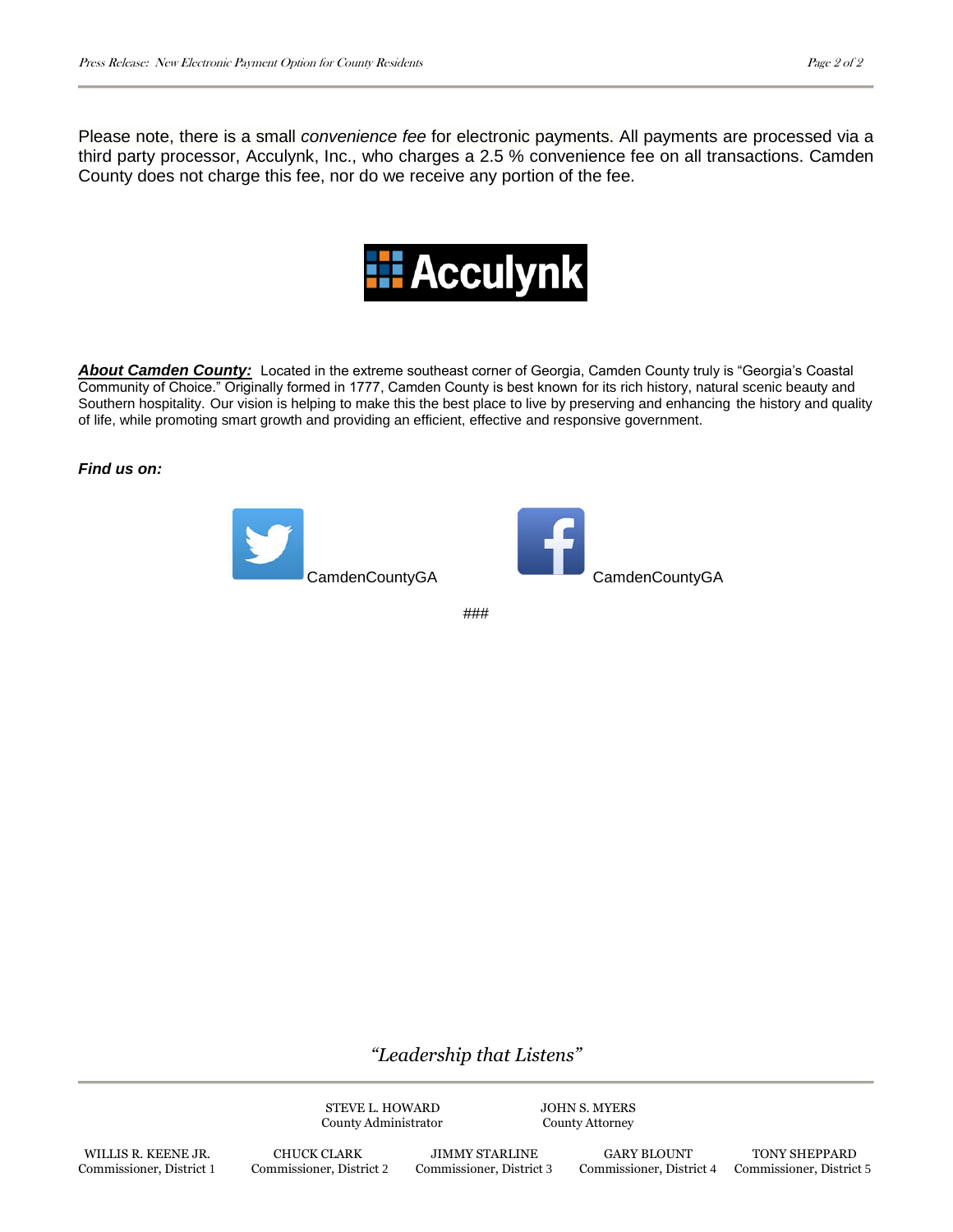Please note, there is a small *convenience fee* for electronic payments. All payments are processed via a third party processor, Acculynk, Inc., who charges a 2.5 % convenience fee on all transactions. Camden County does not charge this fee, nor do we receive any portion of the fee.

***About Camden County:*** Located in the extreme southeast corner of Georgia, Camden County truly is "Georgia's Coastal Community of Choice." Originally formed in 1777, Camden County is best known for its rich history, natural scenic beauty and Southern hospitality. Our vision is helping to make this the best place to live by preserving and enhancing the history and quality of life, while promoting smart growth and providing an efficient, effective and responsive government.

***Find us on:***

CamdenCountyGA CamdenCountyGA

###

*"Leadership that Listens"*

STEVE L. HOWARD
County Administrator

JOHN S. MYERS
County Attorney

WILLIS R. KEENE JR.
Commissioner, District 1

CHUCK CLARK
Commissioner, District 2

JIMMY STARLINE
Commissioner, District 3

GARY BLOUNT
Commissioner, District 4

TONY SHEPPARD
Commissioner, District 5